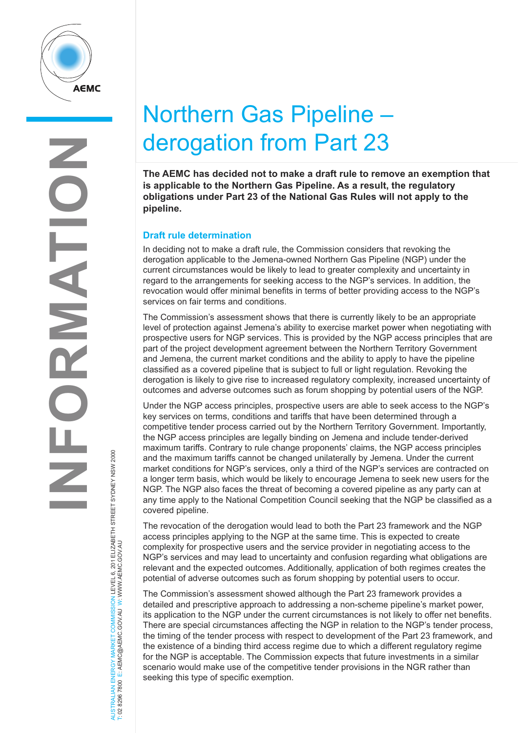# Northern Gas Pipeline – derogation from Part 23

**The AEMC has decided not to make a draft rule to remove an exemption that is applicable to the Northern Gas Pipeline. As a result, the regulatory obligations under Part 23 of the National Gas Rules will not apply to the pipeline.**

## Draft rule determination

In deciding not to make a draft rule, the Commission considers that revoking the derogation applicable to the Jemena-owned Northern Gas Pipeline (NGP) under the current circumstances would be likely to lead to greater complexity and uncertainty in regard to the arrangements for seeking access to the NGP's services. In addition, the revocation would offer minimal benefits in terms of better providing access to the NGP's services on fair terms and conditions.

The Commission's assessment shows that there is currently likely to be an appropriate level of protection against Jemena's ability to exercise market power when negotiating with prospective users for NGP services. This is provided by the NGP access principles that are part of the project development agreement between the Northern Territory Government and Jemena, the current market conditions and the ability to apply to have the pipeline classified as a covered pipeline that is subject to full or light regulation. Revoking the derogation is likely to give rise to increased regulatory complexity, increased uncertainty of outcomes and adverse outcomes such as forum shopping by potential users of the NGP.

Under the NGP access principles, prospective users are able to seek access to the NGP's key services on terms, conditions and tariffs that have been determined through a competitive tender process carried out by the Northern Territory Government. Importantly, the NGP access principles are legally binding on Jemena and include tender-derived maximum tariffs. Contrary to rule change proponents' claims, the NGP access principles and the maximum tariffs cannot be changed unilaterally by Jemena. Under the current market conditions for NGP's services, only a third of the NGP's services are contracted on a longer term basis, which would be likely to encourage Jemena to seek new users for the NGP. The NGP also faces the threat of becoming a covered pipeline as any party can at any time apply to the National Competition Council seeking that the NGP be classified as a covered pipeline.

The revocation of the derogation would lead to both the Part 23 framework and the NGP access principles applying to the NGP at the same time. This is expected to create complexity for prospective users and the service provider in negotiating access to the NGP's services and may lead to uncertainty and confusion regarding what obligations are relevant and the expected outcomes. Additionally, application of both regimes creates the potential of adverse outcomes such as forum shopping by potential users to occur.

The Commission's assessment showed although the Part 23 framework provides a detailed and prescriptive approach to addressing a non-scheme pipeline's market power, its application to the NGP under the current circumstances is not likely to offer net benefits. There are special circumstances affecting the NGP in relation to the NGP's tender process, the timing of the tender process with respect to development of the Part 23 framework, and the existence of a binding third access regime due to which a different regulatory regime for the NGP is acceptable. The Commission expects that future investments in a similar scenario would make use of the competitive tender provisions in the NGR rather than seeking this type of specific exemption.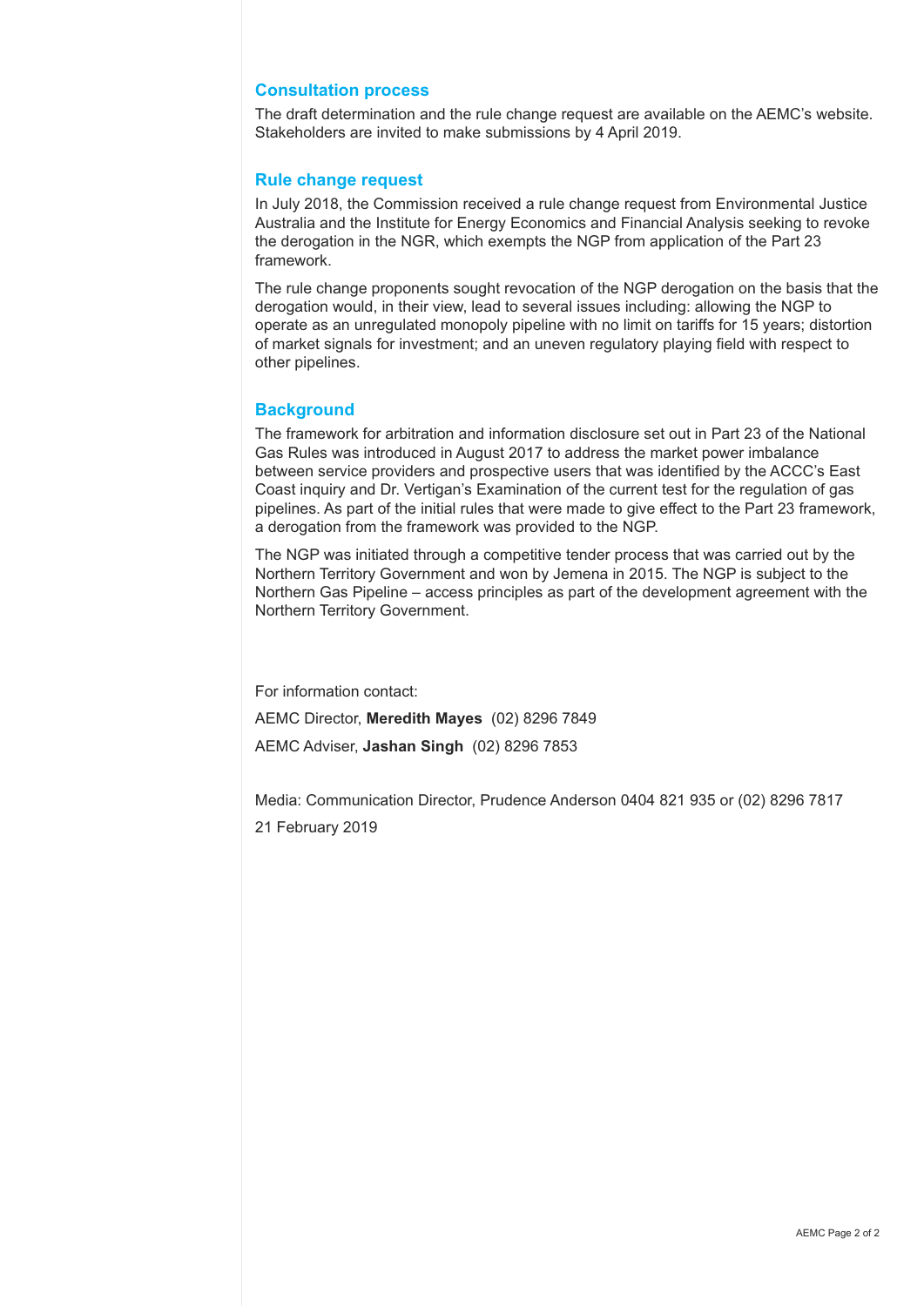## Consultation process

The draft determination and the rule change request are available on the AEMC's website. Stakeholders are invited to make submissions by 4 April 2019.

## Rule change request

In July 2018, the Commission received a rule change request from Environmental Justice Australia and the Institute for Energy Economics and Financial Analysis seeking to revoke the derogation in the NGR, which exempts the NGP from application of the Part 23 framework.

The rule change proponents sought revocation of the NGP derogation on the basis that the derogation would, in their view, lead to several issues including: allowing the NGP to operate as an unregulated monopoly pipeline with no limit on tariffs for 15 years; distortion of market signals for investment; and an uneven regulatory playing field with respect to other pipelines.

## Background

The framework for arbitration and information disclosure set out in Part 23 of the National Gas Rules was introduced in August 2017 to address the market power imbalance between service providers and prospective users that was identified by the ACCC's East Coast inquiry and Dr. Vertigan's Examination of the current test for the regulation of gas pipelines. As part of the initial rules that were made to give effect to the Part 23 framework, a derogation from the framework was provided to the NGP.

The NGP was initiated through a competitive tender process that was carried out by the Northern Territory Government and won by Jemena in 2015. The NGP is subject to the Northern Gas Pipeline – access principles as part of the development agreement with the Northern Territory Government.

For information contact:

AEMC Director, **Meredith Mayes** (02) 8296 7849

AEMC Adviser, **Jashan Singh** (02) 8296 7853

Media: Communication Director, Prudence Anderson 0404 821 935 or (02) 8296 7817

21 February 2019